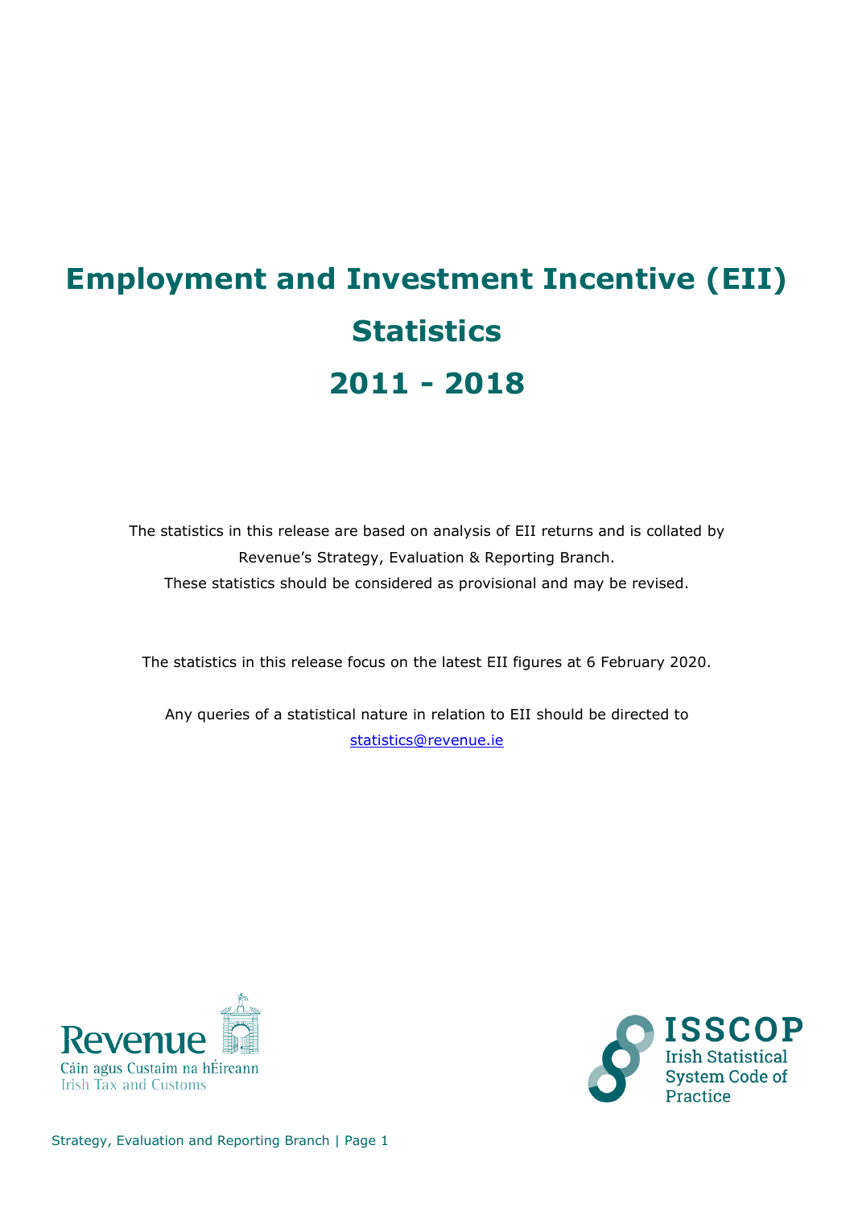# Employment and Investment Incentive (EII) Statistics 2011 - 2018

The statistics in this release are based on analysis of EII returns and is collated by Revenue's Strategy, Evaluation & Reporting Branch.
These statistics should be considered as provisional and may be revised.

The statistics in this release focus on the latest EII figures at 6 February 2020.

Any queries of a statistical nature in relation to EII should be directed to statistics@revenue.ie

Revenue
Cáin agus Custaim na hÉireann
Irish Tax and Customs

ISSCOP
Irish Statistical System Code of Practice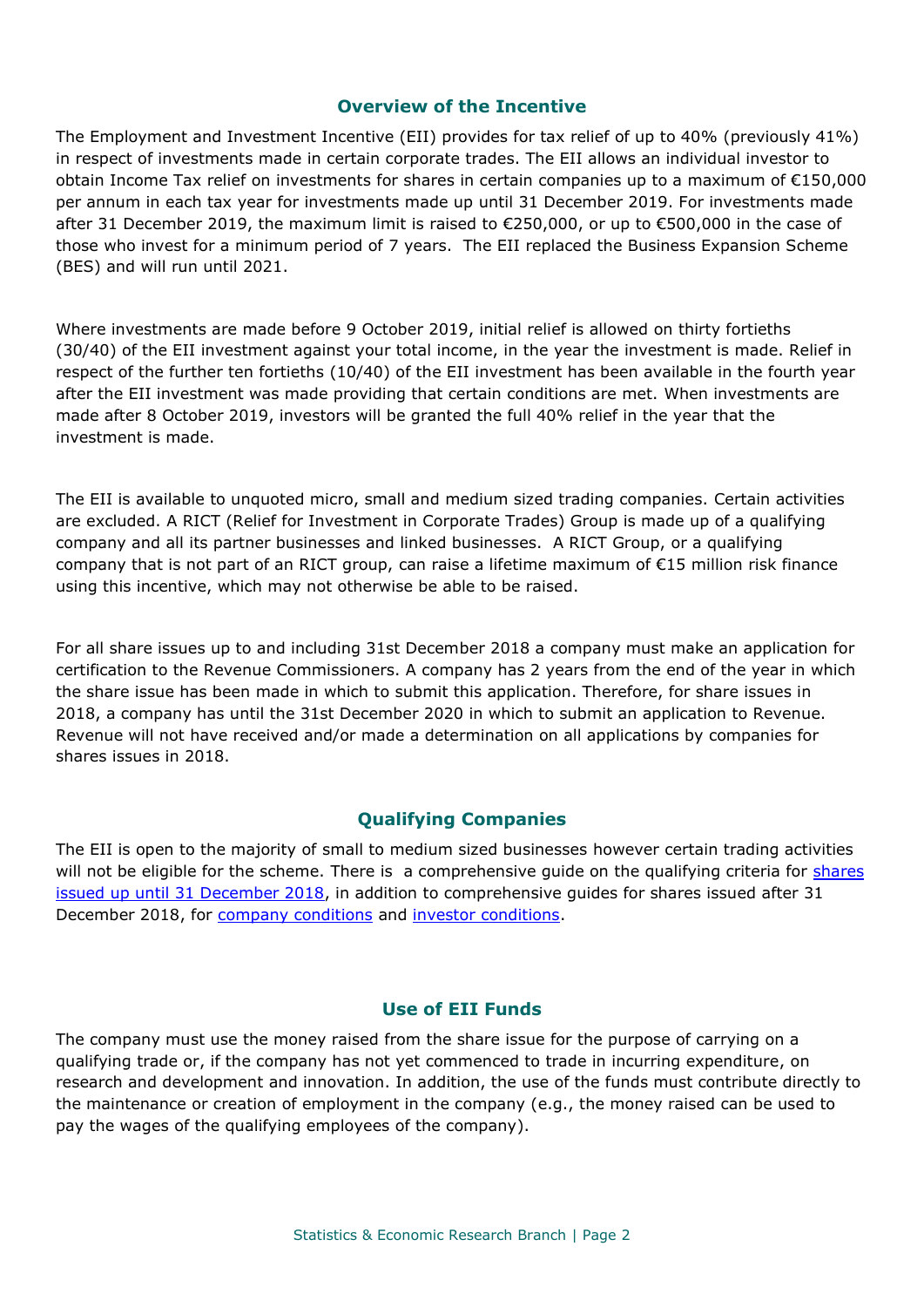## Overview of the Incentive

The Employment and Investment Incentive (EII) provides for tax relief of up to 40% (previously 41%) in respect of investments made in certain corporate trades. The EII allows an individual investor to obtain Income Tax relief on investments for shares in certain companies up to a maximum of €150,000 per annum in each tax year for investments made up until 31 December 2019. For investments made after 31 December 2019, the maximum limit is raised to €250,000, or up to €500,000 in the case of those who invest for a minimum period of 7 years. The EII replaced the Business Expansion Scheme (BES) and will run until 2021.

Where investments are made before 9 October 2019, initial relief is allowed on thirty fortieths (30/40) of the EII investment against your total income, in the year the investment is made. Relief in respect of the further ten fortieths (10/40) of the EII investment has been available in the fourth year after the EII investment was made providing that certain conditions are met. When investments are made after 8 October 2019, investors will be granted the full 40% relief in the year that the investment is made.

The EII is available to unquoted micro, small and medium sized trading companies. Certain activities are excluded. A RICT (Relief for Investment in Corporate Trades) Group is made up of a qualifying company and all its partner businesses and linked businesses. A RICT Group, or a qualifying company that is not part of an RICT group, can raise a lifetime maximum of €15 million risk finance using this incentive, which may not otherwise be able to be raised.

For all share issues up to and including 31st December 2018 a company must make an application for certification to the Revenue Commissioners. A company has 2 years from the end of the year in which the share issue has been made in which to submit this application. Therefore, for share issues in 2018, a company has until the 31st December 2020 in which to submit an application to Revenue. Revenue will not have received and/or made a determination on all applications by companies for shares issues in 2018.

## Qualifying Companies

The EII is open to the majority of small to medium sized businesses however certain trading activities will not be eligible for the scheme. There is a comprehensive guide on the qualifying criteria for shares issued up until 31 December 2018, in addition to comprehensive guides for shares issued after 31 December 2018, for company conditions and investor conditions.

## Use of EII Funds

The company must use the money raised from the share issue for the purpose of carrying on a qualifying trade or, if the company has not yet commenced to trade in incurring expenditure, on research and development and innovation. In addition, the use of the funds must contribute directly to the maintenance or creation of employment in the company (e.g., the money raised can be used to pay the wages of the qualifying employees of the company).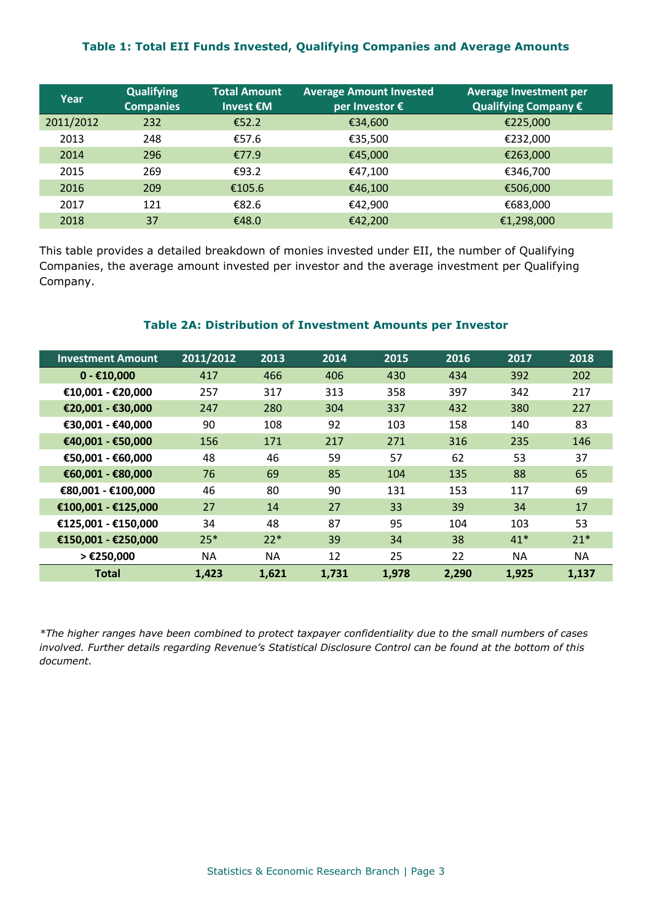### Table 1: Total EII Funds Invested, Qualifying Companies and Average Amounts

| Year | Qualifying Companies | Total Amount Invest €M | Average Amount Invested per Investor € | Average Investment per Qualifying Company € |
|---|---|---|---|---|
| 2011/2012 | 232 | €52.2 | €34,600 | €225,000 |
| 2013 | 248 | €57.6 | €35,500 | €232,000 |
| 2014 | 296 | €77.9 | €45,000 | €263,000 |
| 2015 | 269 | €93.2 | €47,100 | €346,700 |
| 2016 | 209 | €105.6 | €46,100 | €506,000 |
| 2017 | 121 | €82.6 | €42,900 | €683,000 |
| 2018 | 37 | €48.0 | €42,200 | €1,298,000 |

This table provides a detailed breakdown of monies invested under EII, the number of Qualifying Companies, the average amount invested per investor and the average investment per Qualifying Company.

### Table 2A: Distribution of Investment Amounts per Investor

| Investment Amount | 2011/2012 | 2013 | 2014 | 2015 | 2016 | 2017 | 2018 |
|---|---|---|---|---|---|---|---|
| **0 - €10,000** | 417 | 466 | 406 | 430 | 434 | 392 | 202 |
| **€10,001 - €20,000** | 257 | 317 | 313 | 358 | 397 | 342 | 217 |
| **€20,001 - €30,000** | 247 | 280 | 304 | 337 | 432 | 380 | 227 |
| **€30,001 - €40,000** | 90 | 108 | 92 | 103 | 158 | 140 | 83 |
| **€40,001 - €50,000** | 156 | 171 | 217 | 271 | 316 | 235 | 146 |
| **€50,001 - €60,000** | 48 | 46 | 59 | 57 | 62 | 53 | 37 |
| **€60,001 - €80,000** | 76 | 69 | 85 | 104 | 135 | 88 | 65 |
| **€80,001 - €100,000** | 46 | 80 | 90 | 131 | 153 | 117 | 69 |
| **€100,001 - €125,000** | 27 | 14 | 27 | 33 | 39 | 34 | 17 |
| **€125,001 - €150,000** | 34 | 48 | 87 | 95 | 104 | 103 | 53 |
| **€150,001 - €250,000** | 25* | 22* | 39 | 34 | 38 | 41* | 21* |
| **> €250,000** | NA | NA | 12 | 25 | 22 | NA | NA |
| **Total** | **1,423** | **1,621** | **1,731** | **1,978** | **2,290** | **1,925** | **1,137** |

*\*The higher ranges have been combined to protect taxpayer confidentiality due to the small numbers of cases involved. Further details regarding Revenue's Statistical Disclosure Control can be found at the bottom of this document.*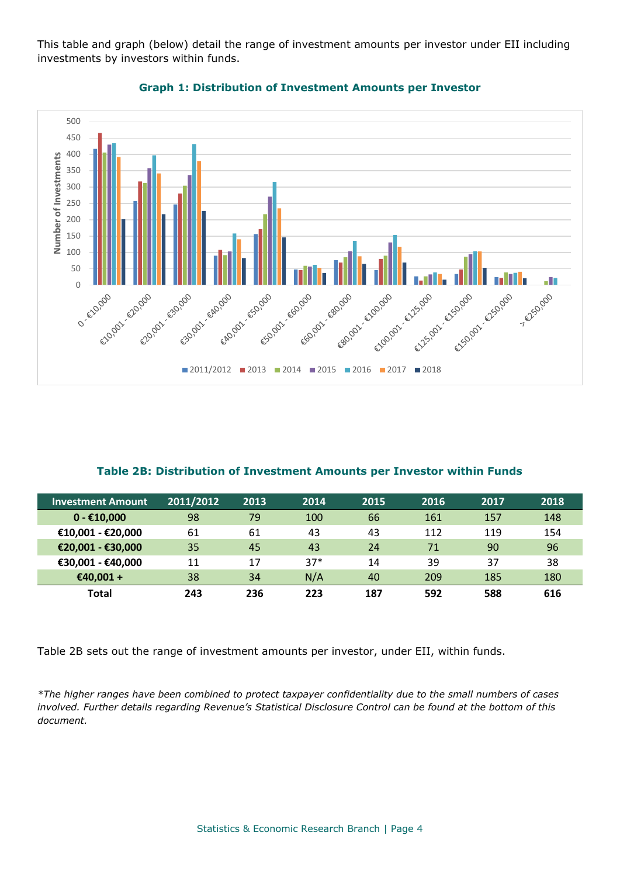This table and graph (below) detail the range of investment amounts per investor under EII including investments by investors within funds.

**Graph 1: Distribution of Investment Amounts per Investor**

**Table 2B: Distribution of Investment Amounts per Investor within Funds**

| Investment Amount | 2011/2012 | 2013 | 2014 | 2015 | 2016 | 2017 | 2018 |
|---|---|---|---|---|---|---|---|
| **0 - €10,000** | 98 | 79 | 100 | 66 | 161 | 157 | 148 |
| **€10,001 - €20,000** | 61 | 61 | 43 | 43 | 112 | 119 | 154 |
| **€20,001 - €30,000** | 35 | 45 | 43 | 24 | 71 | 90 | 96 |
| **€30,001 - €40,000** | 11 | 17 | 37* | 14 | 39 | 37 | 38 |
| **€40,001 +** | 38 | 34 | N/A | 40 | 209 | 185 | 180 |
| **Total** | **243** | **236** | **223** | **187** | **592** | **588** | **616** |

Table 2B sets out the range of investment amounts per investor, under EII, within funds.

*\*The higher ranges have been combined to protect taxpayer confidentiality due to the small numbers of cases involved. Further details regarding Revenue's Statistical Disclosure Control can be found at the bottom of this document.*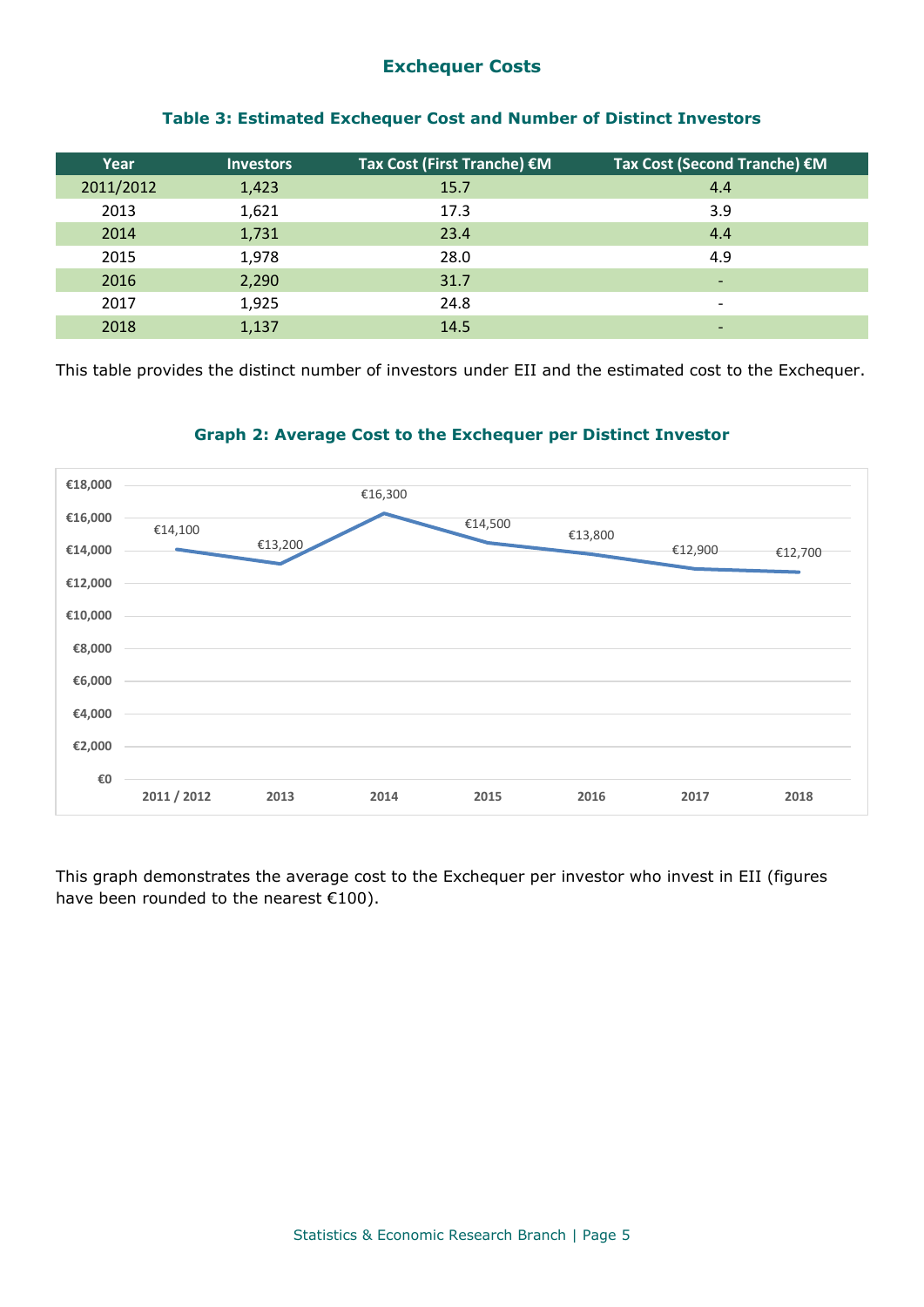## Exchequer Costs

### Table 3: Estimated Exchequer Cost and Number of Distinct Investors

| Year | Investors | Tax Cost (First Tranche) €M | Tax Cost (Second Tranche) €M |
|---|---|---|---|
| 2011/2012 | 1,423 | 15.7 | 4.4 |
| 2013 | 1,621 | 17.3 | 3.9 |
| 2014 | 1,731 | 23.4 | 4.4 |
| 2015 | 1,978 | 28.0 | 4.9 |
| 2016 | 2,290 | 31.7 | - |
| 2017 | 1,925 | 24.8 | - |
| 2018 | 1,137 | 14.5 | - |

This table provides the distinct number of investors under EII and the estimated cost to the Exchequer.

### Graph 2: Average Cost to the Exchequer per Distinct Investor

| Year | Average Cost |
|---|---|
| 2011 / 2012 | €14,100 |
| 2013 | €13,200 |
| 2014 | €16,300 |
| 2015 | €14,500 |
| 2016 | €13,800 |
| 2017 | €12,900 |
| 2018 | €12,700 |

This graph demonstrates the average cost to the Exchequer per investor who invest in EII (figures have been rounded to the nearest €100).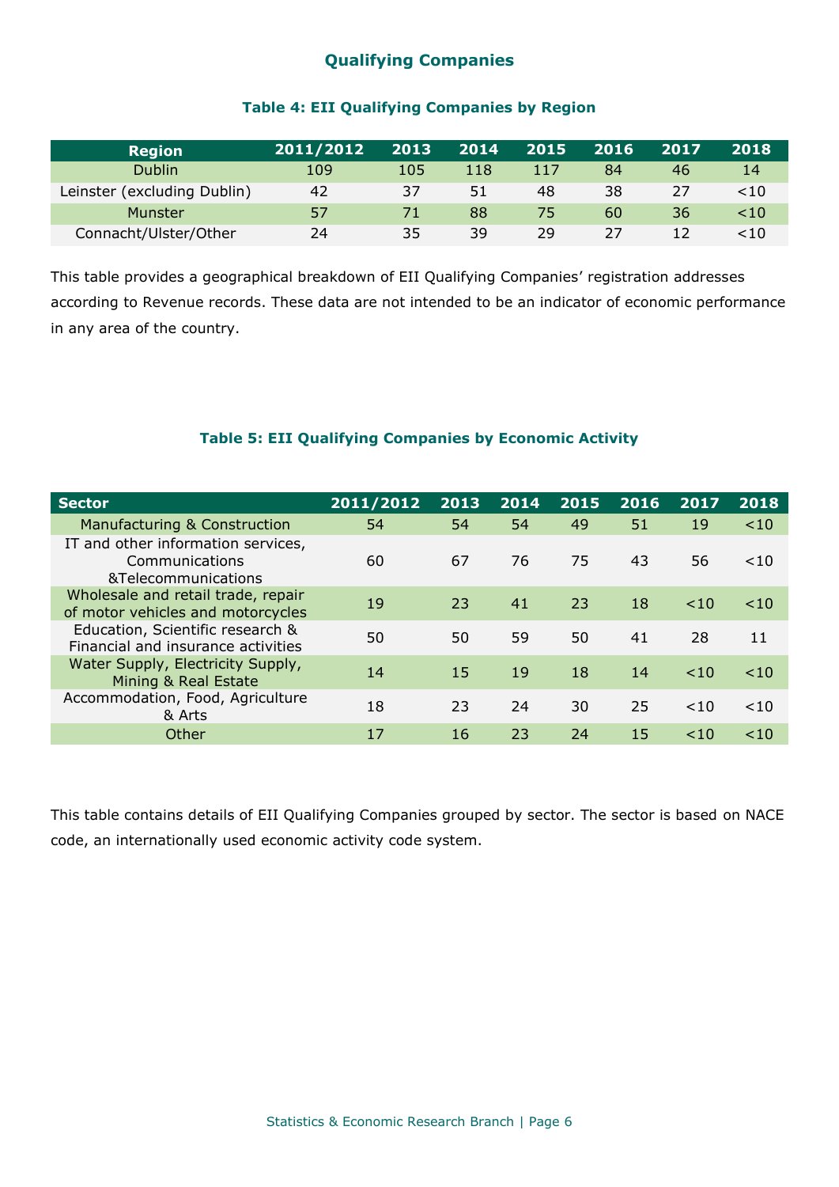## Qualifying Companies

### Table 4: EII Qualifying Companies by Region

| Region | 2011/2012 | 2013 | 2014 | 2015 | 2016 | 2017 | 2018 |
|---|---|---|---|---|---|---|---|
| Dublin | 109 | 105 | 118 | 117 | 84 | 46 | 14 |
| Leinster (excluding Dublin) | 42 | 37 | 51 | 48 | 38 | 27 | <10 |
| Munster | 57 | 71 | 88 | 75 | 60 | 36 | <10 |
| Connacht/Ulster/Other | 24 | 35 | 39 | 29 | 27 | 12 | <10 |

This table provides a geographical breakdown of EII Qualifying Companies' registration addresses according to Revenue records. These data are not intended to be an indicator of economic performance in any area of the country.

### Table 5: EII Qualifying Companies by Economic Activity

| Sector | 2011/2012 | 2013 | 2014 | 2015 | 2016 | 2017 | 2018 |
|---|---|---|---|---|---|---|---|
| Manufacturing & Construction | 54 | 54 | 54 | 49 | 51 | 19 | <10 |
| IT and other information services, Communications &Telecommunications | 60 | 67 | 76 | 75 | 43 | 56 | <10 |
| Wholesale and retail trade, repair of motor vehicles and motorcycles | 19 | 23 | 41 | 23 | 18 | <10 | <10 |
| Education, Scientific research & Financial and insurance activities | 50 | 50 | 59 | 50 | 41 | 28 | 11 |
| Water Supply, Electricity Supply, Mining & Real Estate | 14 | 15 | 19 | 18 | 14 | <10 | <10 |
| Accommodation, Food, Agriculture & Arts | 18 | 23 | 24 | 30 | 25 | <10 | <10 |
| Other | 17 | 16 | 23 | 24 | 15 | <10 | <10 |

This table contains details of EII Qualifying Companies grouped by sector. The sector is based on NACE code, an internationally used economic activity code system.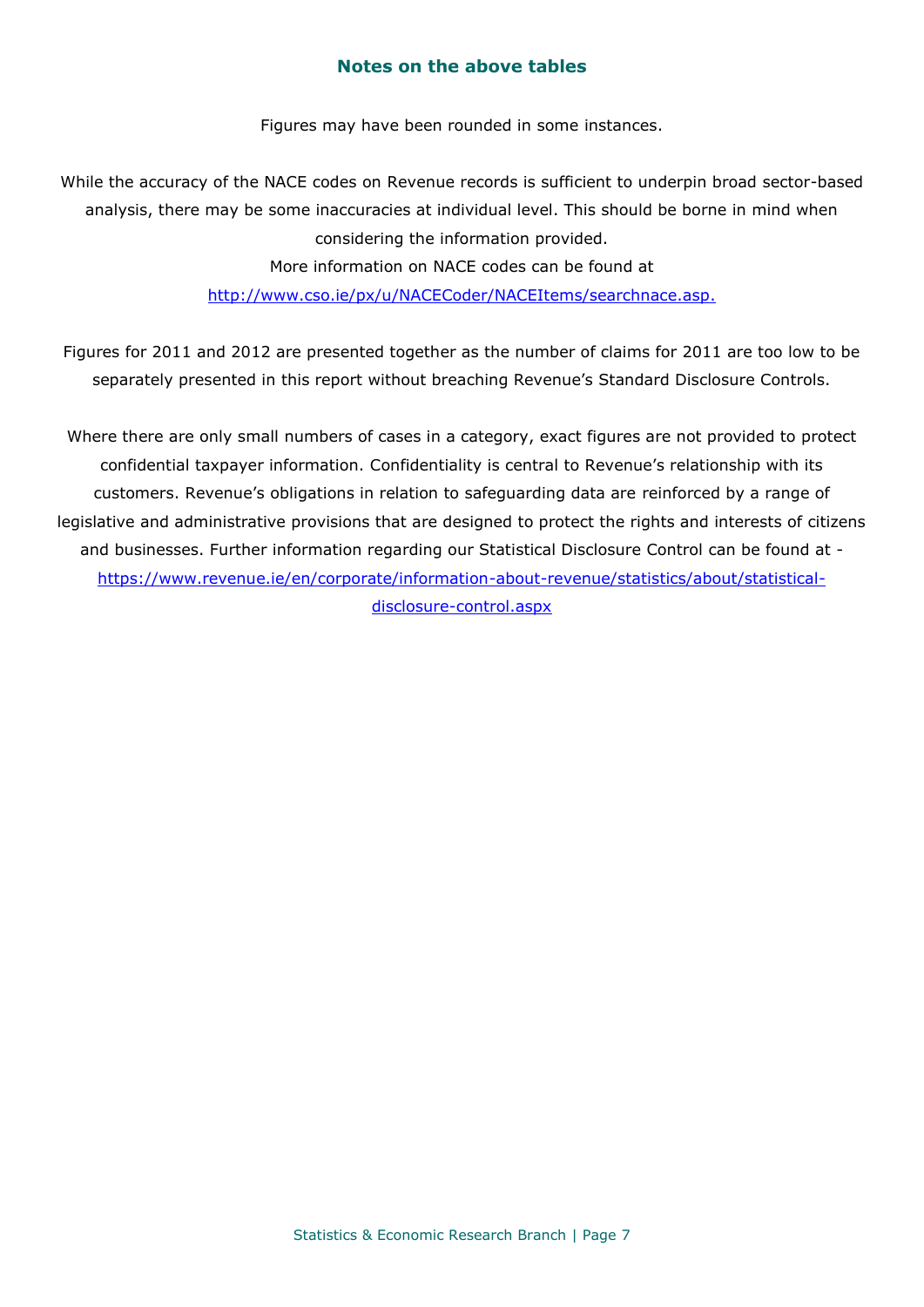## Notes on the above tables

Figures may have been rounded in some instances.

While the accuracy of the NACE codes on Revenue records is sufficient to underpin broad sector-based analysis, there may be some inaccuracies at individual level. This should be borne in mind when considering the information provided.
More information on NACE codes can be found at
http://www.cso.ie/px/u/NACECoder/NACEItems/searchnace.asp.

Figures for 2011 and 2012 are presented together as the number of claims for 2011 are too low to be separately presented in this report without breaching Revenue's Standard Disclosure Controls.

Where there are only small numbers of cases in a category, exact figures are not provided to protect confidential taxpayer information. Confidentiality is central to Revenue's relationship with its customers. Revenue's obligations in relation to safeguarding data are reinforced by a range of legislative and administrative provisions that are designed to protect the rights and interests of citizens and businesses. Further information regarding our Statistical Disclosure Control can be found at - https://www.revenue.ie/en/corporate/information-about-revenue/statistics/about/statistical-disclosure-control.aspx